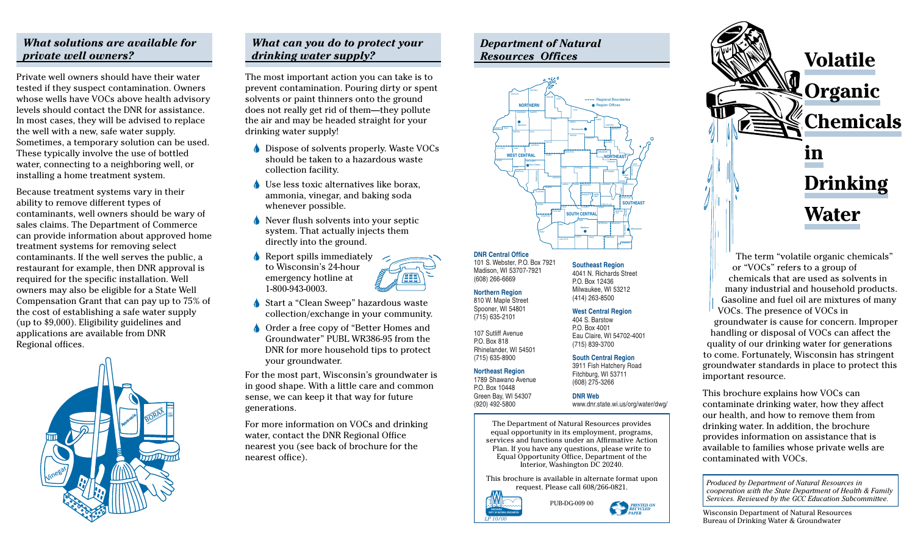## *What solutions are available for private well owners?*

Private well owners should have their water tested if they suspect contamination. Owners whose wells have VOCs above health advisory levels should contact the DNR for assistance. In most cases, they will be advised to replace the well with a new, safe water supply. Sometimes, a temporary solution can be used. These typically involve the use of bottled water, connecting to a neighboring well, or installing a home treatment system.

Because treatment systems vary in their ability to remove different types of contaminants, well owners should be wary of sales claims. The Department of Commerce can provide information about approved home treatment systems for removing select contaminants. If the well serves the public, a restaurant for example, then DNR approval is required for the specific installation. Well owners may also be eligible for a State Well Compensation Grant that can pay up to 75% of the cost of establishing a safe water supply (up to $9,000). Eligibility guidelines and applications are available from DNR Regional offices.

## *What can you do to protect your drinking water supply?*

The most important action you can take is to prevent contamination. Pouring dirty or spent solvents or paint thinners onto the ground does not really get rid of them—they pollute the air and may be headed straight for your drinking water supply!

- Dispose of solvents properly. Waste VOCs should be taken to a hazardous waste collection facility.
- Use less toxic alternatives like borax, ammonia, vinegar, and baking soda whenever possible.
- Never flush solvents into your septic system. That actually injects them directly into the ground.
- Report spills immediately to Wisconsin's 24-hour emergency hotline at 1-800-943-0003.
- Start a "Clean Sweep" hazardous waste collection/exchange in your community.
- Order a free copy of "Better Homes and Groundwater" PUBL WR386-95 from the DNR for more household tips to protect your groundwater.

For the most part, Wisconsin's groundwater is in good shape. With a little care and common sense, we can keep it that way for future generations.

For more information on VOCs and drinking water, contact the DNR Regional Office nearest you (see back of brochure for the nearest office).

## *Department of Natural Resources Offices*

**DNR Central Office**
101 S. Webster, P.O. Box 7921
Madison, WI 53707-7921
(608) 266-6669

**Northern Region**
810 W. Maple Street
Spooner, WI 54801
(715) 635-2101

107 Sutliff Avenue
P.O. Box 818
Rhinelander, WI 54501
(715) 635-8900

**Northeast Region**
1789 Shawano Avenue
P.O. Box 10448
Green Bay, WI 54307
(920) 492-5800

**Southeast Region**
4041 N. Richards Street
P.O. Box 12436
Milwaukee, WI 53212
(414) 263-8500

**West Central Region**
404 S. Barstow
P.O. Box 4001
Eau Claire, WI 54702-4001
(715) 839-3700

**South Central Region**
3911 Fish Hatchery Road
Fitchburg, WI 53711
(608) 275-3266

**DNR Web**
www.dnr.state.wi.us/org/water/dwg/

The Department of Natural Resources provides equal opportunity in its employment, programs, services and functions under an Affirmative Action Plan. If you have any questions, please write to Equal Opportunity Office, Department of the Interior, Washington DC 20240.

This brochure is available in alternate format upon request. Please call 608/266-0821.

PUB-DG-009 00

LP 10/00

PRINTED ON RECYCLED PAPER

# Volatile Organic Chemicals in Drinking Water

The term "volatile organic chemicals" or "VOCs" refers to a group of chemicals that are used as solvents in many industrial and household products. Gasoline and fuel oil are mixtures of many VOCs. The presence of VOCs in groundwater is cause for concern. Improper handling or disposal of VOCs can affect the quality of our drinking water for generations to come. Fortunately, Wisconsin has stringent groundwater standards in place to protect this important resource.

This brochure explains how VOCs can contaminate drinking water, how they affect our health, and how to remove them from drinking water. In addition, the brochure provides information on assistance that is available to families whose private wells are contaminated with VOCs.

*Produced by Department of Natural Resources in cooperation with the State Department of Health & Family Services. Reviewed by the GCC Education Subcommittee.*

Wisconsin Department of Natural Resources
Bureau of Drinking Water & Groundwater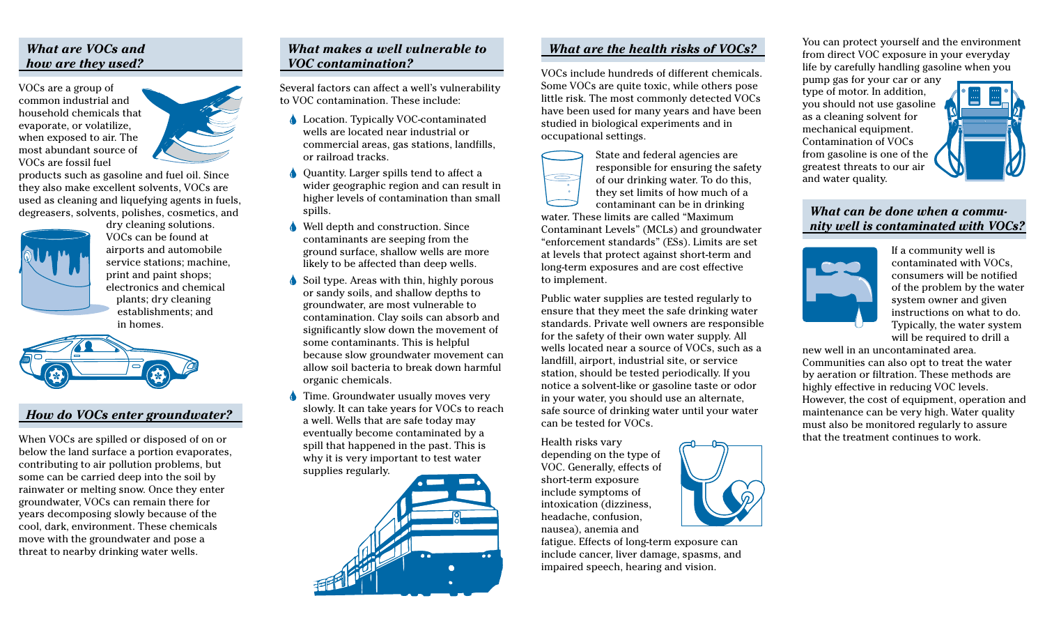## What are VOCs and how are they used?

VOCs are a group of common industrial and household chemicals that evaporate, or volatilize, when exposed to air. The most abundant source of VOCs are fossil fuel products such as gasoline and fuel oil. Since they also make excellent solvents, VOCs are used as cleaning and liquefying agents in fuels, degreasers, solvents, polishes, cosmetics, and dry cleaning solutions. VOCs can be found at airports and automobile service stations; machine, print and paint shops; electronics and chemical plants; dry cleaning establishments; and in homes.

## How do VOCs enter groundwater?

When VOCs are spilled or disposed of on or below the land surface a portion evaporates, contributing to air pollution problems, but some can be carried deep into the soil by rainwater or melting snow. Once they enter groundwater, VOCs can remain there for years decomposing slowly because of the cool, dark, environment. These chemicals move with the groundwater and pose a threat to nearby drinking water wells.

## What makes a well vulnerable to VOC contamination?

Several factors can affect a well's vulnerability to VOC contamination. These include:

- Location. Typically VOC-contaminated wells are located near industrial or commercial areas, gas stations, landfills, or railroad tracks.
- Quantity. Larger spills tend to affect a wider geographic region and can result in higher levels of contamination than small spills.
- Well depth and construction. Since contaminants are seeping from the ground surface, shallow wells are more likely to be affected than deep wells.
- Soil type. Areas with thin, highly porous or sandy soils, and shallow depths to groundwater, are most vulnerable to contamination. Clay soils can absorb and significantly slow down the movement of some contaminants. This is helpful because slow groundwater movement can allow soil bacteria to break down harmful organic chemicals.
- Time. Groundwater usually moves very slowly. It can take years for VOCs to reach a well. Wells that are safe today may eventually become contaminated by a spill that happened in the past. This is why it is very important to test water supplies regularly.

## What are the health risks of VOCs?

VOCs include hundreds of different chemicals. Some VOCs are quite toxic, while others pose little risk. The most commonly detected VOCs have been used for many years and have been studied in biological experiments and in occupational settings.

State and federal agencies are responsible for ensuring the safety of our drinking water. To do this, they set limits of how much of a contaminant can be in drinking water. These limits are called "Maximum Contaminant Levels" (MCLs) and groundwater "enforcement standards" (ESs). Limits are set at levels that protect against short-term and long-term exposures and are cost effective to implement.

Public water supplies are tested regularly to ensure that they meet the safe drinking water standards. Private well owners are responsible for the safety of their own water supply. All wells located near a source of VOCs, such as a landfill, airport, industrial site, or service station, should be tested periodically. If you notice a solvent-like or gasoline taste or odor in your water, you should use an alternate, safe source of drinking water until your water can be tested for VOCs.

Health risks vary depending on the type of VOC. Generally, effects of short-term exposure include symptoms of intoxication (dizziness, headache, confusion, nausea), anemia and fatigue. Effects of long-term exposure can include cancer, liver damage, spasms, and impaired speech, hearing and vision.

You can protect yourself and the environment from direct VOC exposure in your everyday life by carefully handling gasoline when you pump gas for your car or any type of motor. In addition, you should not use gasoline as a cleaning solvent for mechanical equipment. Contamination of VOCs from gasoline is one of the greatest threats to our air and water quality.

## What can be done when a community well is contaminated with VOCs?

If a community well is contaminated with VOCs, consumers will be notified of the problem by the water system owner and given instructions on what to do. Typically, the water system will be required to drill a new well in an uncontaminated area. Communities can also opt to treat the water by aeration or filtration. These methods are highly effective in reducing VOC levels. However, the cost of equipment, operation and maintenance can be very high. Water quality must also be monitored regularly to assure that the treatment continues to work.